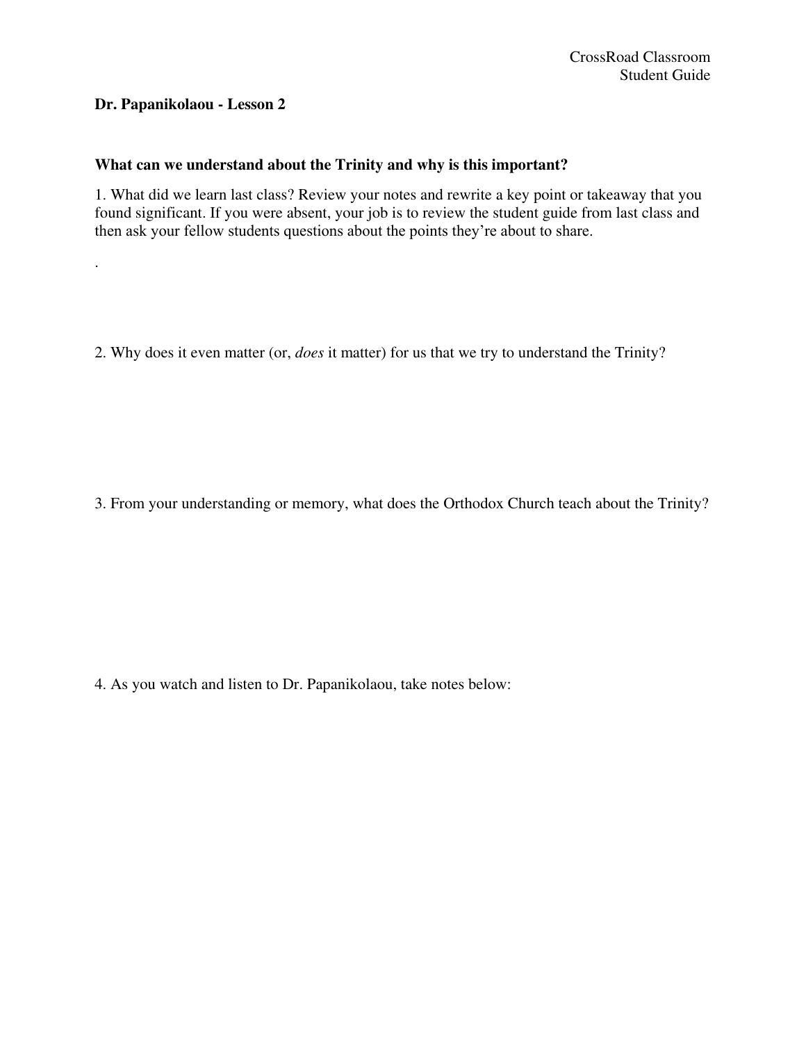CrossRoad Classroom
Student Guide

**Dr. Papanikolaou - Lesson 2**

**What can we understand about the Trinity and why is this important?**

1. What did we learn last class? Review your notes and rewrite a key point or takeaway that you found significant. If you were absent, your job is to review the student guide from last class and then ask your fellow students questions about the points they're about to share.

.

2. Why does it even matter (or, *does* it matter) for us that we try to understand the Trinity?

3. From your understanding or memory, what does the Orthodox Church teach about the Trinity?

4. As you watch and listen to Dr. Papanikolaou, take notes below: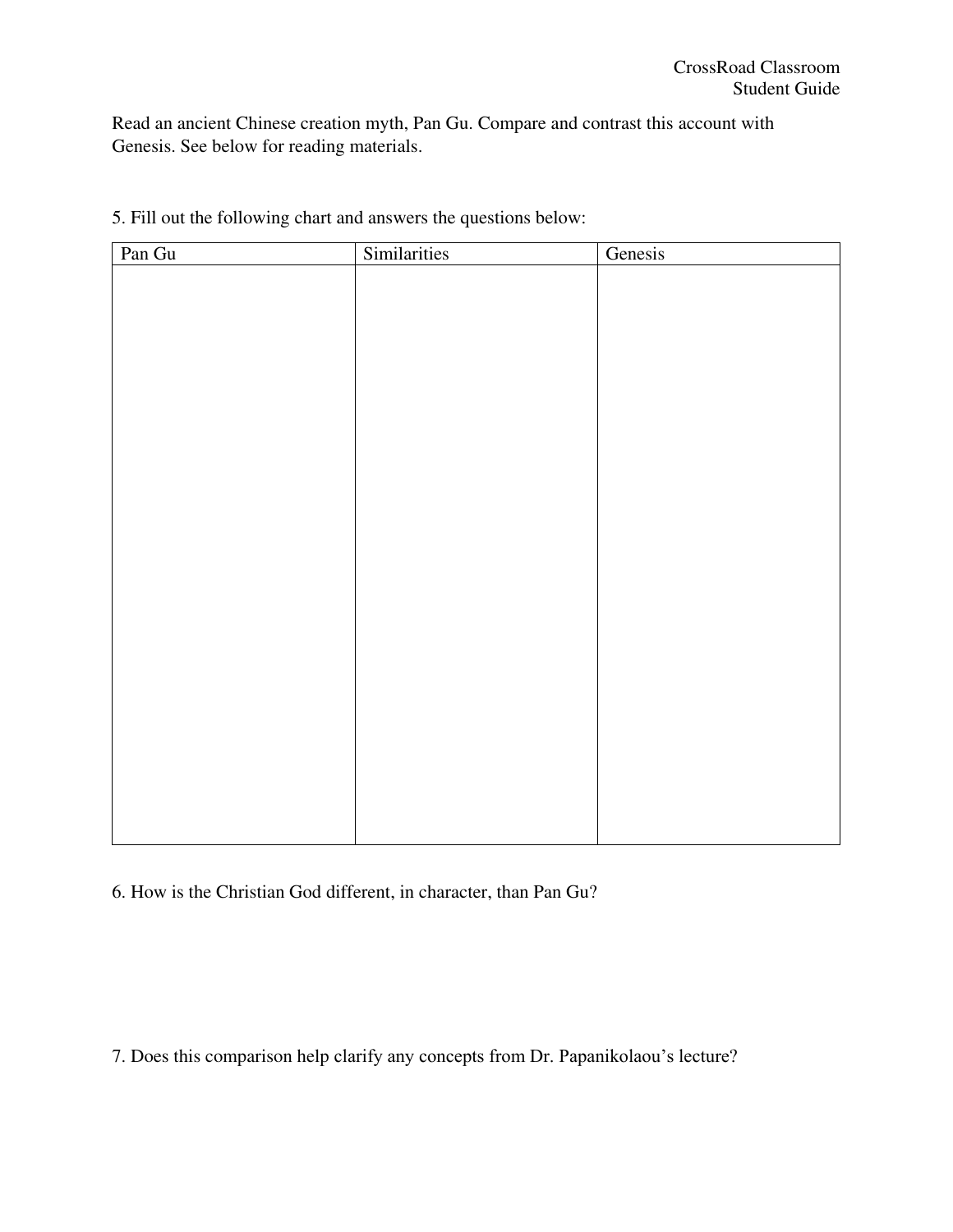Read an ancient Chinese creation myth, Pan Gu. Compare and contrast this account with Genesis. See below for reading materials.

5. Fill out the following chart and answers the questions below:

| Pan Gu | Similarities | Genesis |
| --- | --- | --- |
| | | |

6. How is the Christian God different, in character, than Pan Gu?

7. Does this comparison help clarify any concepts from Dr. Papanikolaou's lecture?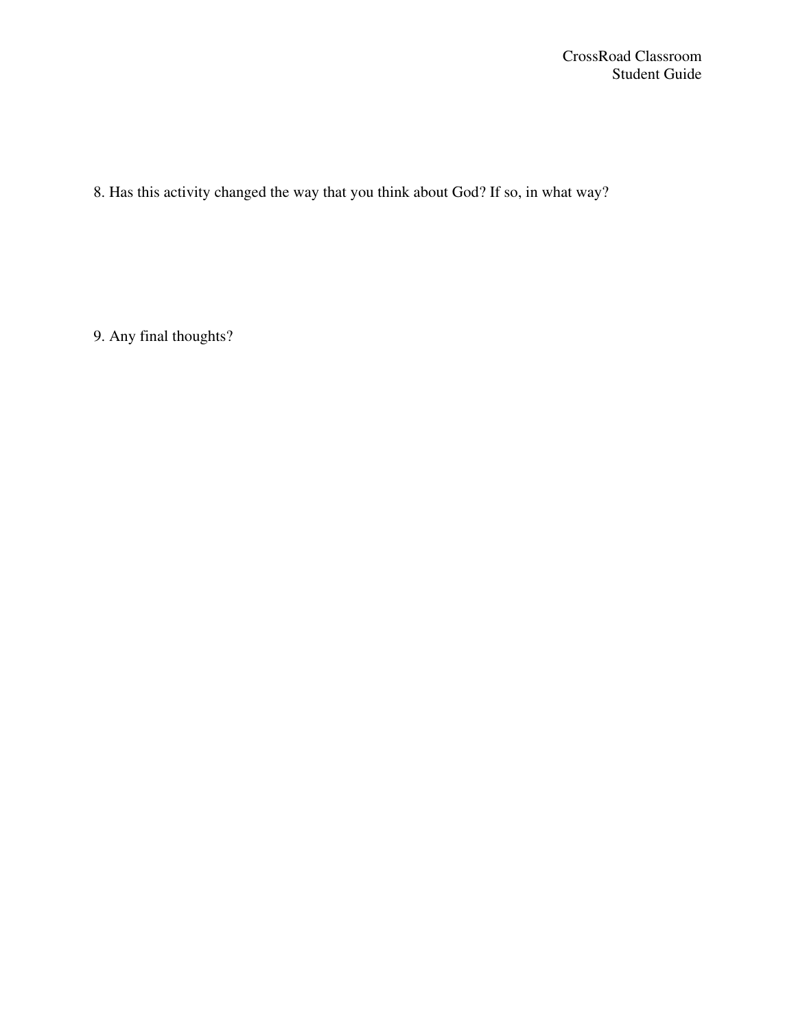8. Has this activity changed the way that you think about God? If so, in what way?

9. Any final thoughts?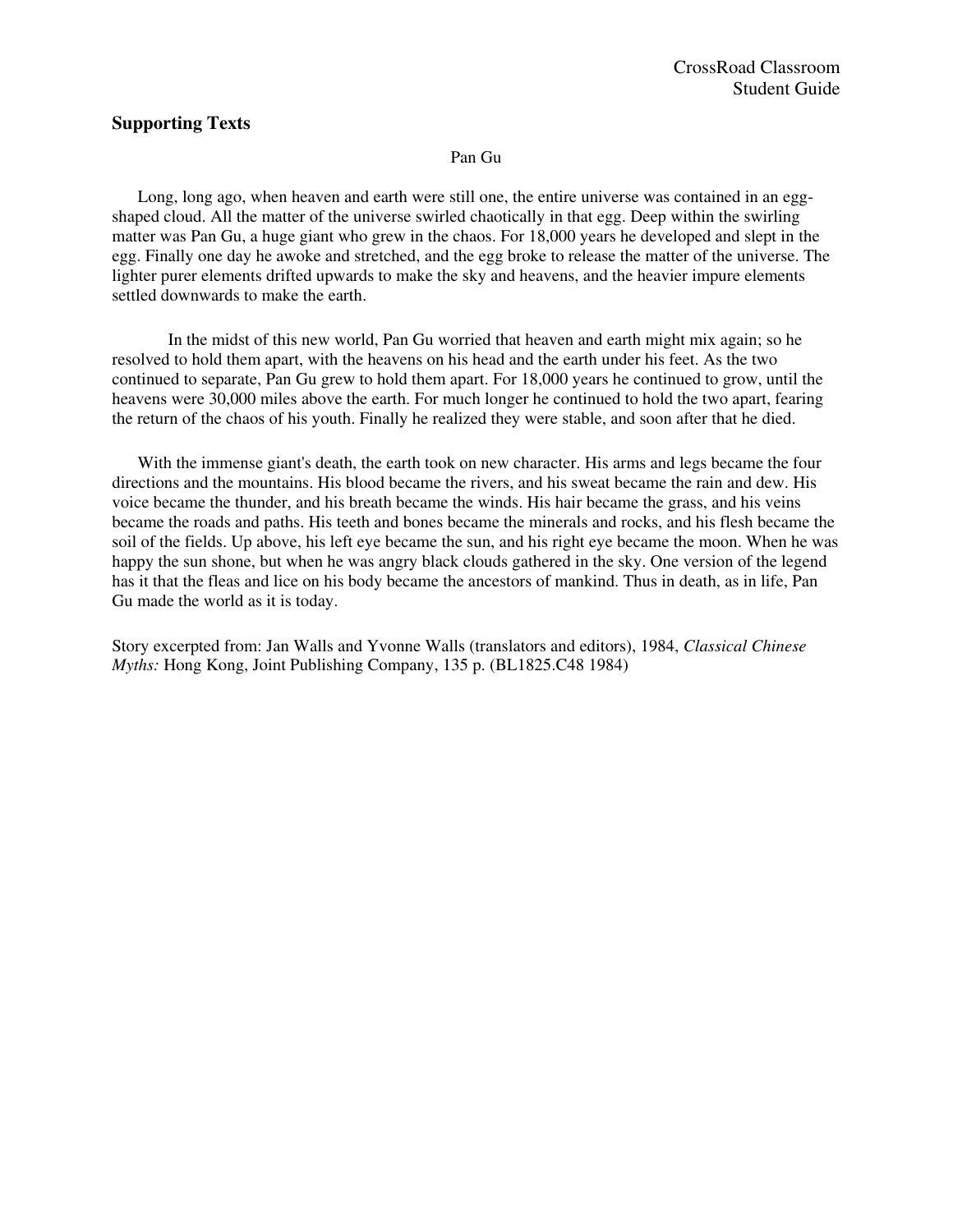## Supporting Texts

Pan Gu

Long, long ago, when heaven and earth were still one, the entire universe was contained in an egg-shaped cloud. All the matter of the universe swirled chaotically in that egg. Deep within the swirling matter was Pan Gu, a huge giant who grew in the chaos. For 18,000 years he developed and slept in the egg. Finally one day he awoke and stretched, and the egg broke to release the matter of the universe. The lighter purer elements drifted upwards to make the sky and heavens, and the heavier impure elements settled downwards to make the earth.

In the midst of this new world, Pan Gu worried that heaven and earth might mix again; so he resolved to hold them apart, with the heavens on his head and the earth under his feet. As the two continued to separate, Pan Gu grew to hold them apart. For 18,000 years he continued to grow, until the heavens were 30,000 miles above the earth. For much longer he continued to hold the two apart, fearing the return of the chaos of his youth. Finally he realized they were stable, and soon after that he died.

With the immense giant's death, the earth took on new character. His arms and legs became the four directions and the mountains. His blood became the rivers, and his sweat became the rain and dew. His voice became the thunder, and his breath became the winds. His hair became the grass, and his veins became the roads and paths. His teeth and bones became the minerals and rocks, and his flesh became the soil of the fields. Up above, his left eye became the sun, and his right eye became the moon. When he was happy the sun shone, but when he was angry black clouds gathered in the sky. One version of the legend has it that the fleas and lice on his body became the ancestors of mankind. Thus in death, as in life, Pan Gu made the world as it is today.

Story excerpted from: Jan Walls and Yvonne Walls (translators and editors), 1984, *Classical Chinese Myths:* Hong Kong, Joint Publishing Company, 135 p. (BL1825.C48 1984)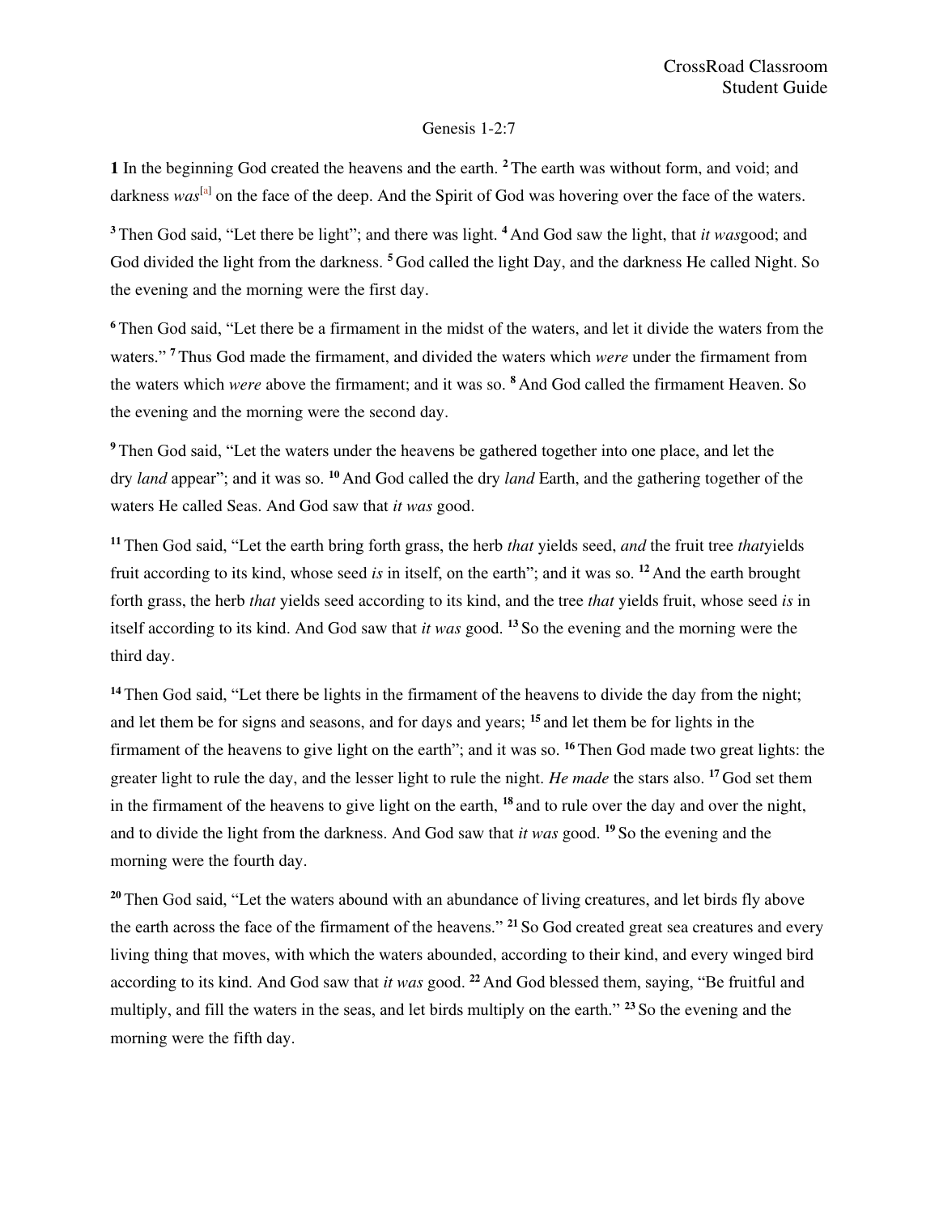Genesis 1-2:7

**1** In the beginning God created the heavens and the earth. **2** The earth was without form, and void; and darkness *was*[a] on the face of the deep. And the Spirit of God was hovering over the face of the waters.

**3** Then God said, "Let there be light"; and there was light. **4** And God saw the light, that *it was*good; and God divided the light from the darkness. **5** God called the light Day, and the darkness He called Night. So the evening and the morning were the first day.

**6** Then God said, "Let there be a firmament in the midst of the waters, and let it divide the waters from the waters." **7** Thus God made the firmament, and divided the waters which *were* under the firmament from the waters which *were* above the firmament; and it was so. **8** And God called the firmament Heaven. So the evening and the morning were the second day.

**9** Then God said, "Let the waters under the heavens be gathered together into one place, and let the dry *land* appear"; and it was so. **10** And God called the dry *land* Earth, and the gathering together of the waters He called Seas. And God saw that *it was* good.

**11** Then God said, "Let the earth bring forth grass, the herb *that* yields seed, *and* the fruit tree *that*yields fruit according to its kind, whose seed *is* in itself, on the earth"; and it was so. **12** And the earth brought forth grass, the herb *that* yields seed according to its kind, and the tree *that* yields fruit, whose seed *is* in itself according to its kind. And God saw that *it was* good. **13** So the evening and the morning were the third day.

**14** Then God said, "Let there be lights in the firmament of the heavens to divide the day from the night; and let them be for signs and seasons, and for days and years; **15** and let them be for lights in the firmament of the heavens to give light on the earth"; and it was so. **16** Then God made two great lights: the greater light to rule the day, and the lesser light to rule the night. *He made* the stars also. **17** God set them in the firmament of the heavens to give light on the earth, **18** and to rule over the day and over the night, and to divide the light from the darkness. And God saw that *it was* good. **19** So the evening and the morning were the fourth day.

**20** Then God said, "Let the waters abound with an abundance of living creatures, and let birds fly above the earth across the face of the firmament of the heavens." **21** So God created great sea creatures and every living thing that moves, with which the waters abounded, according to their kind, and every winged bird according to its kind. And God saw that *it was* good. **22** And God blessed them, saying, "Be fruitful and multiply, and fill the waters in the seas, and let birds multiply on the earth." **23** So the evening and the morning were the fifth day.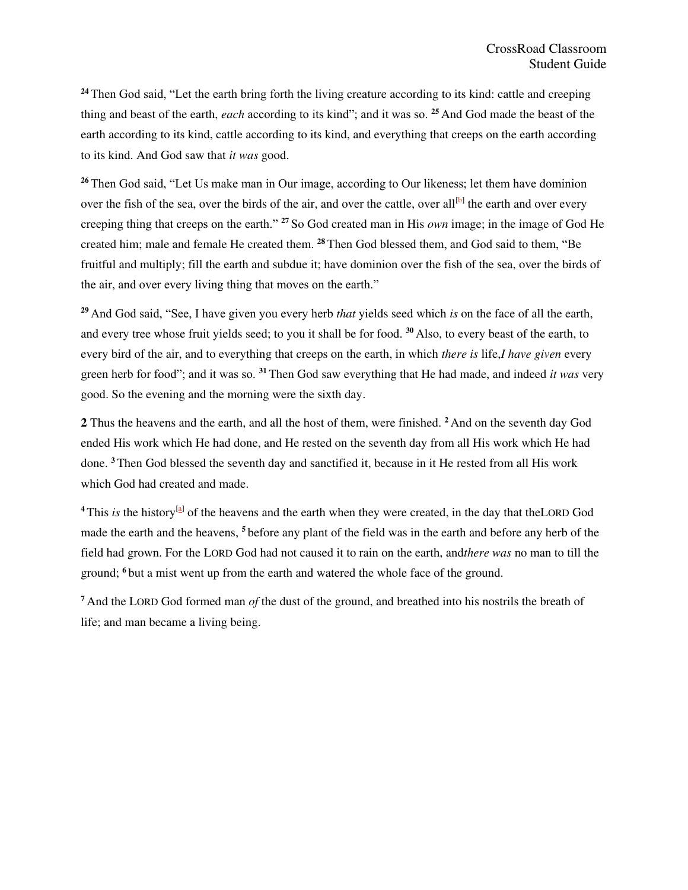[24] Then God said, "Let the earth bring forth the living creature according to its kind: cattle and creeping thing and beast of the earth, *each* according to its kind"; and it was so. [25] And God made the beast of the earth according to its kind, cattle according to its kind, and everything that creeps on the earth according to its kind. And God saw that *it was* good.

[26] Then God said, "Let Us make man in Our image, according to Our likeness; let them have dominion over the fish of the sea, over the birds of the air, and over the cattle, over all[b] the earth and over every creeping thing that creeps on the earth." [27] So God created man in His *own* image; in the image of God He created him; male and female He created them. [28] Then God blessed them, and God said to them, "Be fruitful and multiply; fill the earth and subdue it; have dominion over the fish of the sea, over the birds of the air, and over every living thing that moves on the earth."

[29] And God said, "See, I have given you every herb *that* yields seed which *is* on the face of all the earth, and every tree whose fruit yields seed; to you it shall be for food. [30] Also, to every beast of the earth, to every bird of the air, and to everything that creeps on the earth, in which *there is* life,*I have given* every green herb for food"; and it was so. [31] Then God saw everything that He had made, and indeed *it was* very good. So the evening and the morning were the sixth day.

**2** Thus the heavens and the earth, and all the host of them, were finished. [2] And on the seventh day God ended His work which He had done, and He rested on the seventh day from all His work which He had done. [3] Then God blessed the seventh day and sanctified it, because in it He rested from all His work which God had created and made.

[4] This *is* the history[a] of the heavens and the earth when they were created, in the day that theLORD God made the earth and the heavens, [5] before any plant of the field was in the earth and before any herb of the field had grown. For the LORD God had not caused it to rain on the earth, and*there was* no man to till the ground; [6] but a mist went up from the earth and watered the whole face of the ground.

[7] And the LORD God formed man *of* the dust of the ground, and breathed into his nostrils the breath of life; and man became a living being.